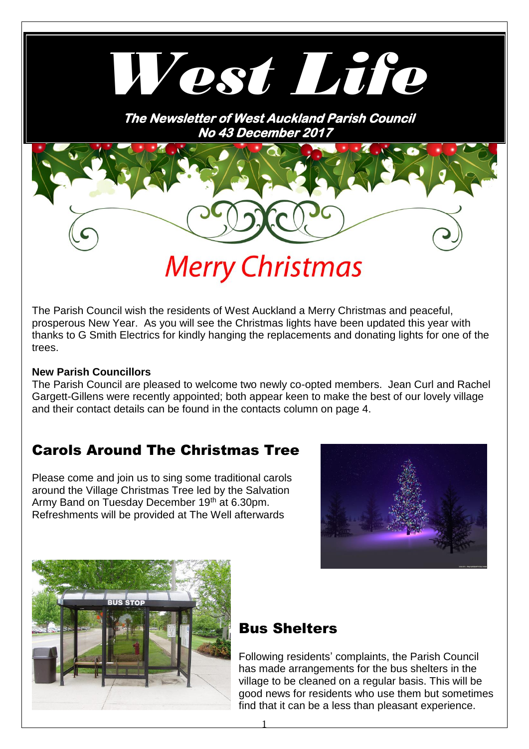# West Life

***The Newsletter of West Auckland Parish Council***
***No 43 December 2017***

## Merry Christmas

The Parish Council wish the residents of West Auckland a Merry Christmas and peaceful, prosperous New Year. As you will see the Christmas lights have been updated this year with thanks to G Smith Electrics for kindly hanging the replacements and donating lights for one of the trees.

**New Parish Councillors**

The Parish Council are pleased to welcome two newly co-opted members. Jean Curl and Rachel Gargett-Gillens were recently appointed; both appear keen to make the best of our lovely village and their contact details can be found in the contacts column on page 4.

## Carols Around The Christmas Tree

Please come and join us to sing some traditional carols around the Village Christmas Tree led by the Salvation Army Band on Tuesday December 19th at 6.30pm. Refreshments will be provided at The Well afterwards

## Bus Shelters

Following residents' complaints, the Parish Council has made arrangements for the bus shelters in the village to be cleaned on a regular basis. This will be good news for residents who use them but sometimes find that it can be a less than pleasant experience.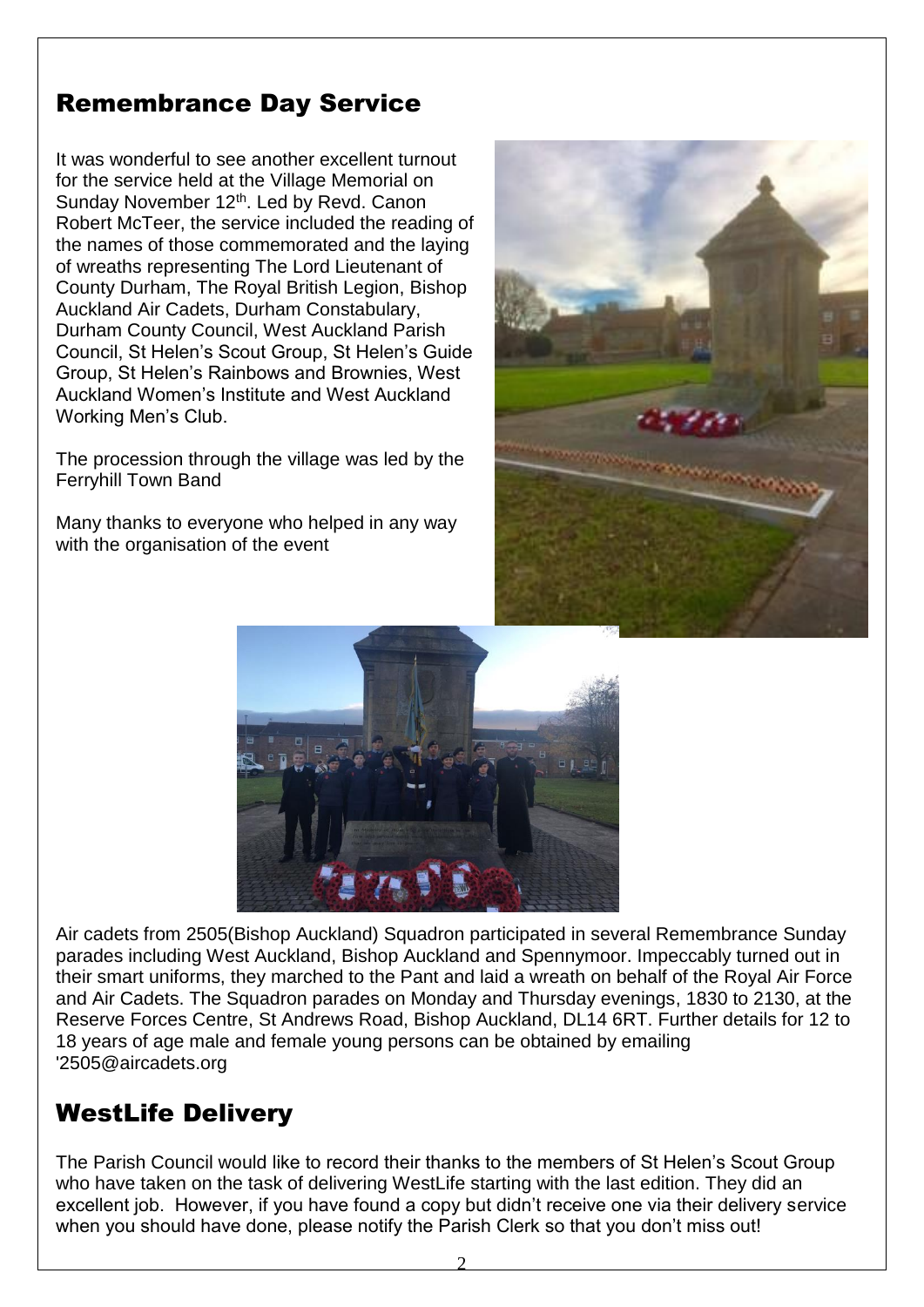## Remembrance Day Service

It was wonderful to see another excellent turnout for the service held at the Village Memorial on Sunday November 12th. Led by Revd. Canon Robert McTeer, the service included the reading of the names of those commemorated and the laying of wreaths representing The Lord Lieutenant of County Durham, The Royal British Legion, Bishop Auckland Air Cadets, Durham Constabulary, Durham County Council, West Auckland Parish Council, St Helen's Scout Group, St Helen's Guide Group, St Helen's Rainbows and Brownies, West Auckland Women's Institute and West Auckland Working Men's Club.

The procession through the village was led by the Ferryhill Town Band

Many thanks to everyone who helped in any way with the organisation of the event

Air cadets from 2505(Bishop Auckland) Squadron participated in several Remembrance Sunday parades including West Auckland, Bishop Auckland and Spennymoor. Impeccably turned out in their smart uniforms, they marched to the Pant and laid a wreath on behalf of the Royal Air Force and Air Cadets. The Squadron parades on Monday and Thursday evenings, 1830 to 2130, at the Reserve Forces Centre, St Andrews Road, Bishop Auckland, DL14 6RT. Further details for 12 to 18 years of age male and female young persons can be obtained by emailing '2505@aircadets.org

## WestLife Delivery

The Parish Council would like to record their thanks to the members of St Helen's Scout Group who have taken on the task of delivering WestLife starting with the last edition. They did an excellent job. However, if you have found a copy but didn't receive one via their delivery service when you should have done, please notify the Parish Clerk so that you don't miss out!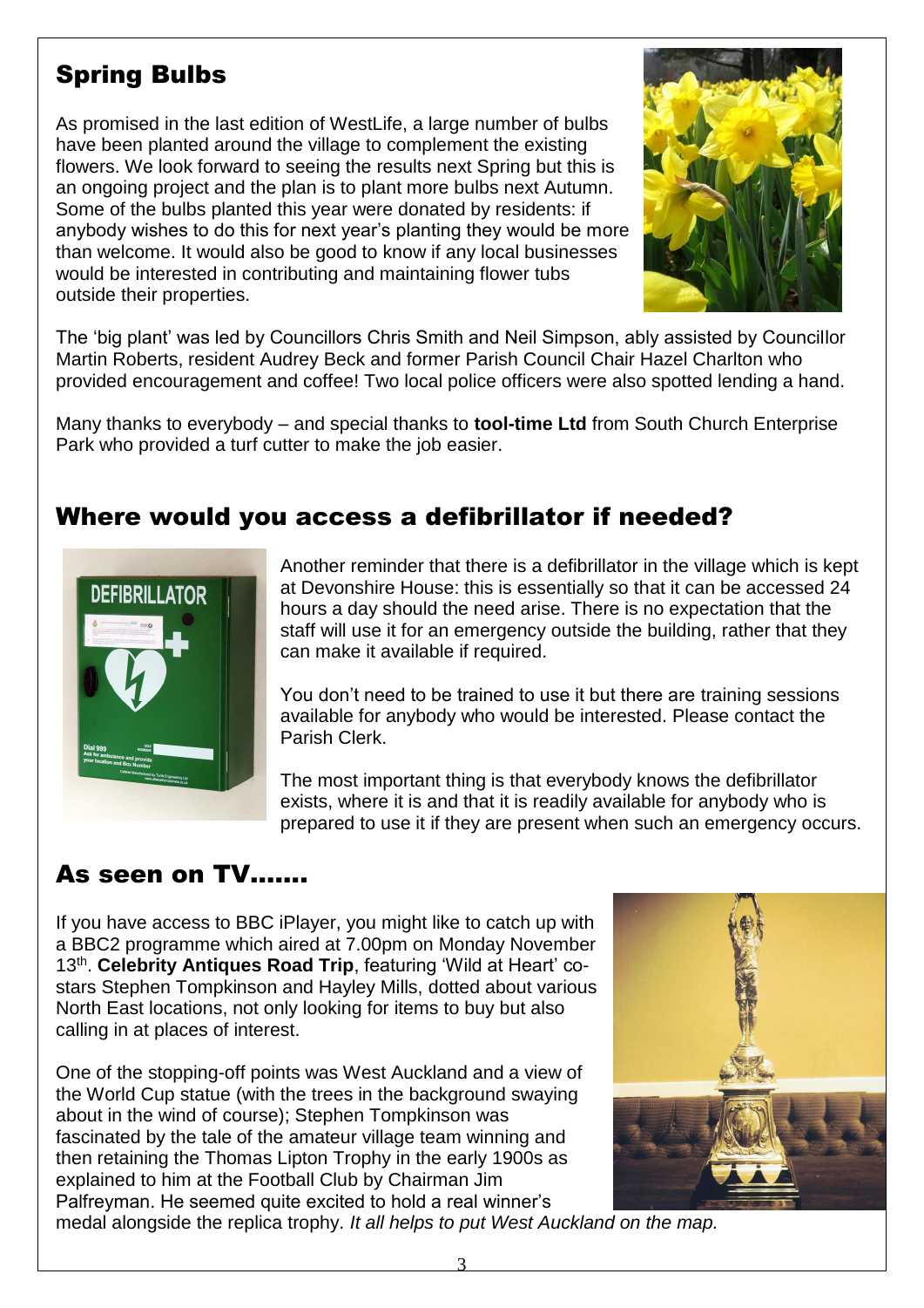## Spring Bulbs

As promised in the last edition of WestLife, a large number of bulbs have been planted around the village to complement the existing flowers. We look forward to seeing the results next Spring but this is an ongoing project and the plan is to plant more bulbs next Autumn. Some of the bulbs planted this year were donated by residents: if anybody wishes to do this for next year's planting they would be more than welcome. It would also be good to know if any local businesses would be interested in contributing and maintaining flower tubs outside their properties.

The 'big plant' was led by Councillors Chris Smith and Neil Simpson, ably assisted by Councillor Martin Roberts, resident Audrey Beck and former Parish Council Chair Hazel Charlton who provided encouragement and coffee! Two local police officers were also spotted lending a hand.

Many thanks to everybody – and special thanks to **tool-time Ltd** from South Church Enterprise Park who provided a turf cutter to make the job easier.

## Where would you access a defibrillator if needed?

Another reminder that there is a defibrillator in the village which is kept at Devonshire House: this is essentially so that it can be accessed 24 hours a day should the need arise. There is no expectation that the staff will use it for an emergency outside the building, rather that they can make it available if required.

You don't need to be trained to use it but there are training sessions available for anybody who would be interested. Please contact the Parish Clerk.

The most important thing is that everybody knows the defibrillator exists, where it is and that it is readily available for anybody who is prepared to use it if they are present when such an emergency occurs.

## As seen on TV…….

If you have access to BBC iPlayer, you might like to catch up with a BBC2 programme which aired at 7.00pm on Monday November 13th. **Celebrity Antiques Road Trip**, featuring 'Wild at Heart' co-stars Stephen Tompkinson and Hayley Mills, dotted about various North East locations, not only looking for items to buy but also calling in at places of interest.

One of the stopping-off points was West Auckland and a view of the World Cup statue (with the trees in the background swaying about in the wind of course); Stephen Tompkinson was fascinated by the tale of the amateur village team winning and then retaining the Thomas Lipton Trophy in the early 1900s as explained to him at the Football Club by Chairman Jim Palfreyman. He seemed quite excited to hold a real winner's medal alongside the replica trophy. *It all helps to put West Auckland on the map.*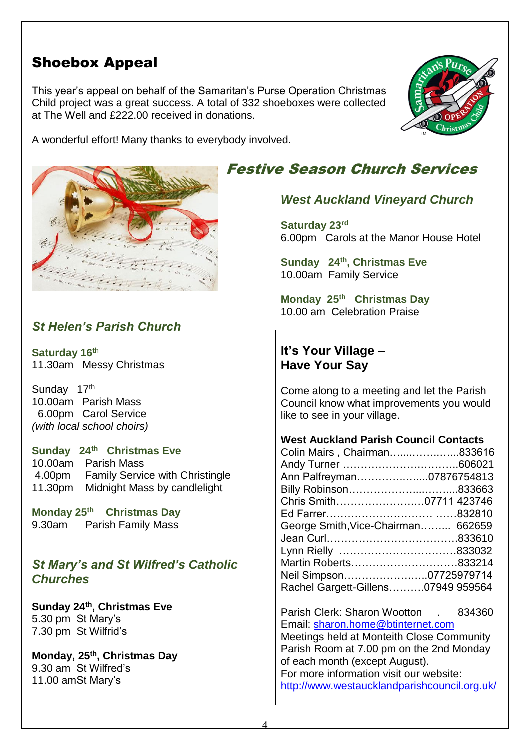## Shoebox Appeal

This year's appeal on behalf of the Samaritan's Purse Operation Christmas Child project was a great success. A total of 332 shoeboxes were collected at The Well and £222.00 received in donations.

A wonderful effort! Many thanks to everybody involved.

# *Festive Season Church Services*

### *St Helen's Parish Church*

**Saturday 16th**
11.30am Messy Christmas

Sunday 17th
10.00am Parish Mass
6.00pm Carol Service
*(with local school choirs)*

**Sunday 24th Christmas Eve**
10.00am Parish Mass
4.00pm Family Service with Christingle
11.30pm Midnight Mass by candlelight

**Monday 25th Christmas Day**
9.30am Parish Family Mass

### *St Mary's and St Wilfred's Catholic Churches*

**Sunday 24th, Christmas Eve**
5.30 pm St Mary's
7.30 pm St Wilfrid's

**Monday, 25th, Christmas Day**
9.30 am St Wilfred's
11.00 amSt Mary's

### *West Auckland Vineyard Church*

**Saturday 23rd**
6.00pm Carols at the Manor House Hotel

**Sunday 24th, Christmas Eve**
10.00am Family Service

**Monday 25th Christmas Day**
10.00 am Celebration Praise

## It's Your Village – Have Your Say

Come along to a meeting and let the Parish Council know what improvements you would like to see in your village.

**West Auckland Parish Council Contacts**
Colin Mairs , Chairman…....…..…....833616
Andy Turner ……………………….....606021
Ann Palfreyman……………..…..07876754813
Billy Robinson……………..…...…....833663
Chris Smith…………………..…07711 423746
Ed Farrer………………………… ……832810
George Smith,Vice-Chairman……... 662659
Jean Curl………………………………833610
Lynn Rielly ……………………………833032
Martin Roberts…………………………833214
Neil Simpson……………….…...07725979714
Rachel Gargett-Gillens……….07949 959564

Parish Clerk: Sharon Wootton . 834360
Email: sharon.home@btinternet.com
Meetings held at Monteith Close Community Parish Room at 7.00 pm on the 2nd Monday of each month (except August).
For more information visit our website:
http://www.westaucklandparishcouncil.org.uk/